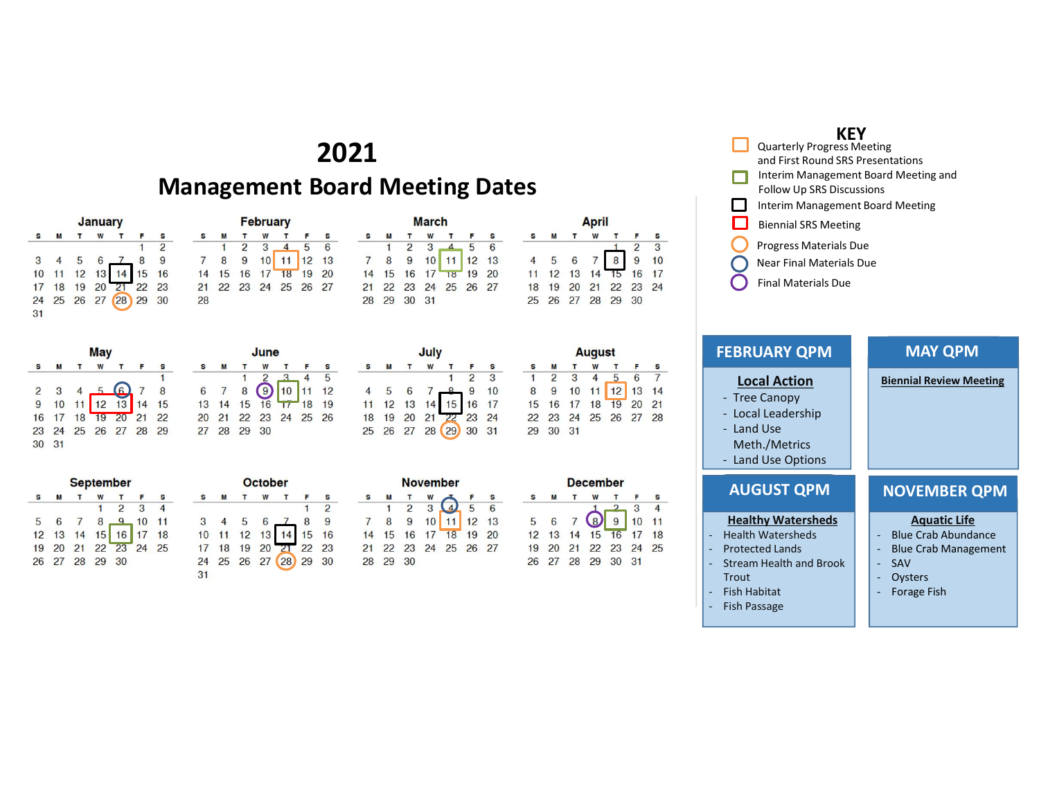# 2021

# Management Board Meeting Dates

## January

| S | M | T | W | T | F | S |
|---|---|---|---|---|---|---|
| | | | | | 1 | 2 |
| 3 | 4 | 5 | 6 | 7 | 8 | 9 |
| 10 | 11 | 12 | 13 | 14 | 15 | 16 |
| 17 | 18 | 19 | 20 | 21 | 22 | 23 |
| 24 | 25 | 26 | 27 | 28 | 29 | 30 |
| 31 | | | | | | |

## February

| S | M | T | W | T | F | S |
|---|---|---|---|---|---|---|
| | 1 | 2 | 3 | 4 | 5 | 6 |
| 7 | 8 | 9 | 10 | 11 | 12 | 13 |
| 14 | 15 | 16 | 17 | 18 | 19 | 20 |
| 21 | 22 | 23 | 24 | 25 | 26 | 27 |
| 28 | | | | | | |

## March

| S | M | T | W | T | F | S |
|---|---|---|---|---|---|---|
| | 1 | 2 | 3 | 4 | 5 | 6 |
| 7 | 8 | 9 | 10 | 11 | 12 | 13 |
| 14 | 15 | 16 | 17 | 18 | 19 | 20 |
| 21 | 22 | 23 | 24 | 25 | 26 | 27 |
| 28 | 29 | 30 | 31 | | | |

## April

| S | M | T | W | T | F | S |
|---|---|---|---|---|---|---|
| | | | | 1 | 2 | 3 |
| 4 | 5 | 6 | 7 | 8 | 9 | 10 |
| 11 | 12 | 13 | 14 | 15 | 16 | 17 |
| 18 | 19 | 20 | 21 | 22 | 23 | 24 |
| 25 | 26 | 27 | 28 | 29 | 30 | |

## May

| S | M | T | W | T | F | S |
|---|---|---|---|---|---|---|
| | | | | | | 1 |
| 2 | 3 | 4 | 5 | 6 | 7 | 8 |
| 9 | 10 | 11 | 12 | 13 | 14 | 15 |
| 16 | 17 | 18 | 19 | 20 | 21 | 22 |
| 23 | 24 | 25 | 26 | 27 | 28 | 29 |
| 30 | 31 | | | | | |

## June

| S | M | T | W | T | F | S |
|---|---|---|---|---|---|---|
| | | 1 | 2 | 3 | 4 | 5 |
| 6 | 7 | 8 | 9 | 10 | 11 | 12 |
| 13 | 14 | 15 | 16 | 17 | 18 | 19 |
| 20 | 21 | 22 | 23 | 24 | 25 | 26 |
| 27 | 28 | 29 | 30 | | | |

## July

| S | M | T | W | T | F | S |
|---|---|---|---|---|---|---|
| | | | | 1 | 2 | 3 |
| 4 | 5 | 6 | 7 | 8 | 9 | 10 |
| 11 | 12 | 13 | 14 | 15 | 16 | 17 |
| 18 | 19 | 20 | 21 | 22 | 23 | 24 |
| 25 | 26 | 27 | 28 | 29 | 30 | 31 |

## August

| S | M | T | W | T | F | S |
|---|---|---|---|---|---|---|
| 1 | 2 | 3 | 4 | 5 | 6 | 7 |
| 8 | 9 | 10 | 11 | 12 | 13 | 14 |
| 15 | 16 | 17 | 18 | 19 | 20 | 21 |
| 22 | 23 | 24 | 25 | 26 | 27 | 28 |
| 29 | 30 | 31 | | | | |

## September

| S | M | T | W | T | F | S |
|---|---|---|---|---|---|---|
| | | | 1 | 2 | 3 | 4 |
| 5 | 6 | 7 | 8 | 9 | 10 | 11 |
| 12 | 13 | 14 | 15 | 16 | 17 | 18 |
| 19 | 20 | 21 | 22 | 23 | 24 | 25 |
| 26 | 27 | 28 | 29 | 30 | | |

## October

| S | M | T | W | T | F | S |
|---|---|---|---|---|---|---|
| | | | | | 1 | 2 |
| 3 | 4 | 5 | 6 | 7 | 8 | 9 |
| 10 | 11 | 12 | 13 | 14 | 15 | 16 |
| 17 | 18 | 19 | 20 | 21 | 22 | 23 |
| 24 | 25 | 26 | 27 | 28 | 29 | 30 |
| 31 | | | | | | |

## November

| S | M | T | W | T | F | S |
|---|---|---|---|---|---|---|
| | 1 | 2 | 3 | 4 | 5 | 6 |
| 7 | 8 | 9 | 10 | 11 | 12 | 13 |
| 14 | 15 | 16 | 17 | 18 | 19 | 20 |
| 21 | 22 | 23 | 24 | 25 | 26 | 27 |
| 28 | 29 | 30 | | | | |

## December

| S | M | T | W | T | F | S |
|---|---|---|---|---|---|---|
| | | | 1 | 2 | 3 | 4 |
| 5 | 6 | 7 | 8 | 9 | 10 | 11 |
| 12 | 13 | 14 | 15 | 16 | 17 | 18 |
| 19 | 20 | 21 | 22 | 23 | 24 | 25 |
| 26 | 27 | 28 | 29 | 30 | 31 | |

## KEY

- Orange square: Quarterly Progress Meeting and First Round SRS Presentations (Feb 11, Aug 12, Nov 11)
- Green square: Interim Management Board Meeting and Follow Up SRS Discussions (Mar 11, Jun 10, Sep 16, Dec 9)
- Black square: Interim Management Board Meeting (Jan 14, Apr 8, Jul 15, Oct 14)
- Red square: Biennial SRS Meeting (May 12–13)
- Orange circle: Progress Materials Due (Jan 28, Jul 29, Oct 28)
- Blue circle: Near Final Materials Due (May 6, Nov 4)
- Purple circle: Final Materials Due (Jun 9, Dec 8)

## FEBRUARY QPM

**Local Action**
- Tree Canopy
- Local Leadership
- Land Use Meth./Metrics
- Land Use Options

## MAY QPM

**Biennial Review Meeting**

## AUGUST QPM

**Healthy Watersheds**
- Health Watersheds
- Protected Lands
- Stream Health and Brook Trout
- Fish Habitat
- Fish Passage

## NOVEMBER QPM

**Aquatic Life**
- Blue Crab Abundance
- Blue Crab Management
- SAV
- Oysters
- Forage Fish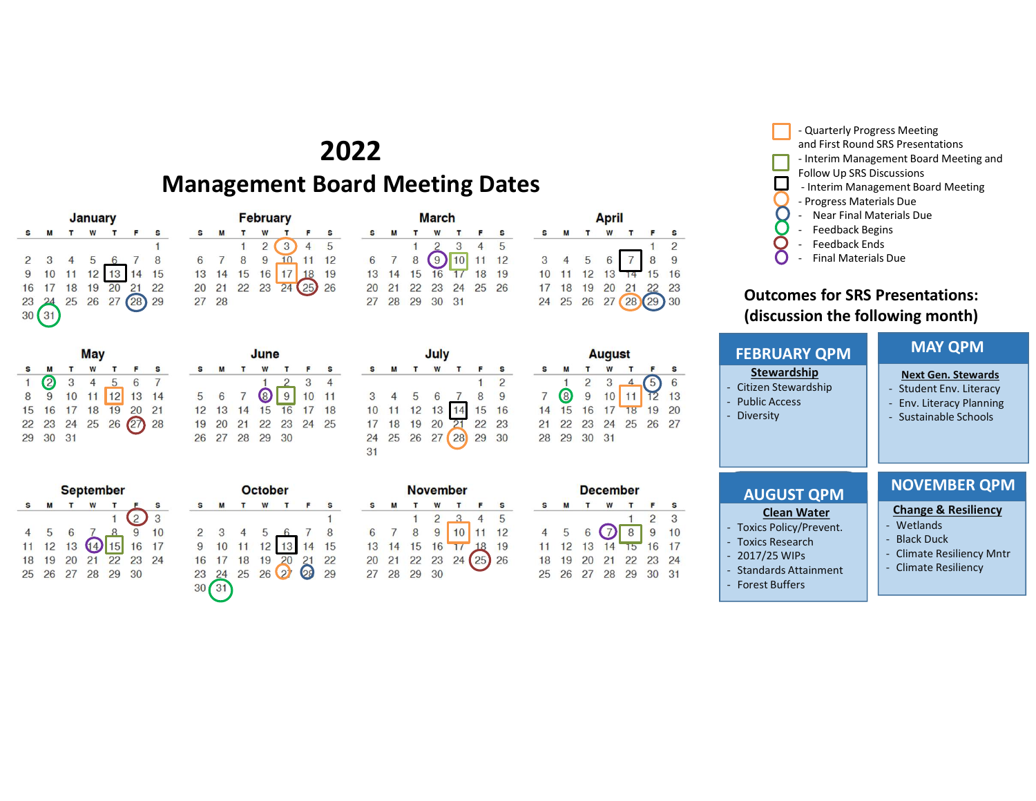# 2022
# Management Board Meeting Dates

**Legend:**

- Orange square - Quarterly Progress Meeting and First Round SRS Presentations
- Green square - Interim Management Board Meeting and Follow Up SRS Discussions
- Black square - Interim Management Board Meeting
- Orange circle - Progress Materials Due
- Blue circle - Near Final Materials Due
- Green circle - Feedback Begins
- Red circle - Feedback Ends
- Purple circle - Final Materials Due

| Month | Date | Event |
|---|---|---|
| January | 13 | Interim Management Board Meeting |
| January | 28 | Near Final Materials Due |
| January | 31 | Feedback Begins |
| February | 3 | Progress Materials Due |
| February | 17 | Quarterly Progress Meeting and First Round SRS Presentations |
| February | 25 | Feedback Ends |
| March | 9 | Final Materials Due |
| March | 10 | Interim Management Board Meeting and Follow Up SRS Discussions |
| April | 7 | Interim Management Board Meeting |
| April | 28 | Progress Materials Due |
| April | 29 | Near Final Materials Due |
| May | 2 | Feedback Begins |
| May | 12 | Quarterly Progress Meeting and First Round SRS Presentations |
| May | 27 | Feedback Ends |
| June | 8 | Final Materials Due |
| June | 9 | Interim Management Board Meeting and Follow Up SRS Discussions |
| July | 14 | Interim Management Board Meeting |
| July | 28 | Progress Materials Due |
| August | 5 | Near Final Materials Due |
| August | 8 | Feedback Begins |
| August | 11 | Quarterly Progress Meeting and First Round SRS Presentations |
| September | 2 | Feedback Ends |
| September | 14 | Final Materials Due |
| September | 15 | Interim Management Board Meeting and Follow Up SRS Discussions |
| October | 13 | Interim Management Board Meeting |
| October | 27 | Progress Materials Due |
| October | 28 | Near Final Materials Due |
| October | 31 | Feedback Begins |
| November | 10 | Quarterly Progress Meeting and First Round SRS Presentations |
| November | 25 | Feedback Ends |
| December | 7 | Final Materials Due |
| December | 8 | Interim Management Board Meeting and Follow Up SRS Discussions |

## Outcomes for SRS Presentations: (discussion the following month)

### FEBRUARY QPM
**Stewardship**
- Citizen Stewardship
- Public Access
- Diversity

### MAY QPM
**Next Gen. Stewards**
- Student Env. Literacy
- Env. Literacy Planning
- Sustainable Schools

### AUGUST QPM
**Clean Water**
- Toxics Policy/Prevent.
- Toxics Research
- 2017/25 WIPs
- Standards Attainment
- Forest Buffers

### NOVEMBER QPM
**Change & Resiliency**
- Wetlands
- Black Duck
- Climate Resiliency Mntr
- Climate Resiliency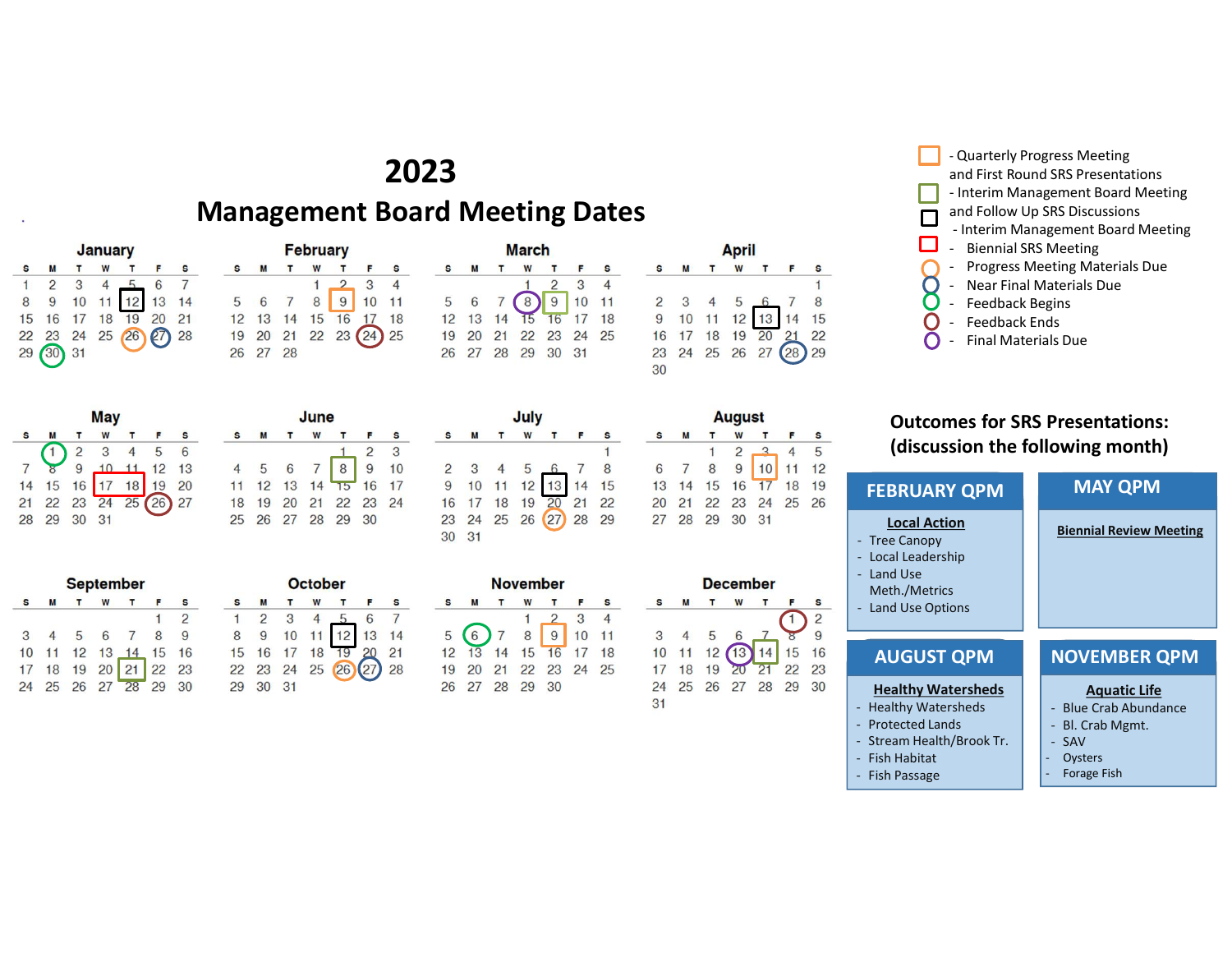# 2023
# Management Board Meeting Dates

**Legend:**

- Orange square - Quarterly Progress Meeting and First Round SRS Presentations
- Green square - Interim Management Board Meeting and Follow Up SRS Discussions
- Black square - Interim Management Board Meeting
- Red square - Biennial SRS Meeting
- Orange circle - Progress Meeting Materials Due
- Blue circle - Near Final Materials Due
- Green circle - Feedback Begins
- Dark red circle - Feedback Ends
- Purple circle - Final Materials Due

### January

| S | M | T | W | T | F | S |
|---|---|---|---|---|---|---|
| 1 | 2 | 3 | 4 | 5 | 6 | 7 |
| 8 | 9 | 10 | 11 | 12 | 13 | 14 |
| 15 | 16 | 17 | 18 | 19 | 20 | 21 |
| 22 | 23 | 24 | 25 | 26 | 27 | 28 |
| 29 | 30 | 31 | | | | |

### February

| S | M | T | W | T | F | S |
|---|---|---|---|---|---|---|
| | | | 1 | 2 | 3 | 4 |
| 5 | 6 | 7 | 8 | 9 | 10 | 11 |
| 12 | 13 | 14 | 15 | 16 | 17 | 18 |
| 19 | 20 | 21 | 22 | 23 | 24 | 25 |
| 26 | 27 | 28 | | | | |

### March

| S | M | T | W | T | F | S |
|---|---|---|---|---|---|---|
| | | | 1 | 2 | 3 | 4 |
| 5 | 6 | 7 | 8 | 9 | 10 | 11 |
| 12 | 13 | 14 | 15 | 16 | 17 | 18 |
| 19 | 20 | 21 | 22 | 23 | 24 | 25 |
| 26 | 27 | 28 | 29 | 30 | 31 | |

### April

| S | M | T | W | T | F | S |
|---|---|---|---|---|---|---|
| | | | | | | 1 |
| 2 | 3 | 4 | 5 | 6 | 7 | 8 |
| 9 | 10 | 11 | 12 | 13 | 14 | 15 |
| 16 | 17 | 18 | 19 | 20 | 21 | 22 |
| 23 | 24 | 25 | 26 | 27 | 28 | 29 |
| 30 | | | | | | |

### May

| S | M | T | W | T | F | S |
|---|---|---|---|---|---|---|
| | 1 | 2 | 3 | 4 | 5 | 6 |
| 7 | 8 | 9 | 10 | 11 | 12 | 13 |
| 14 | 15 | 16 | 17 | 18 | 19 | 20 |
| 21 | 22 | 23 | 24 | 25 | 26 | 27 |
| 28 | 29 | 30 | 31 | | | |

### June

| S | M | T | W | T | F | S |
|---|---|---|---|---|---|---|
| | | | | 1 | 2 | 3 |
| 4 | 5 | 6 | 7 | 8 | 9 | 10 |
| 11 | 12 | 13 | 14 | 15 | 16 | 17 |
| 18 | 19 | 20 | 21 | 22 | 23 | 24 |
| 25 | 26 | 27 | 28 | 29 | 30 | |

### July

| S | M | T | W | T | F | S |
|---|---|---|---|---|---|---|
| | | | | | | 1 |
| 2 | 3 | 4 | 5 | 6 | 7 | 8 |
| 9 | 10 | 11 | 12 | 13 | 14 | 15 |
| 16 | 17 | 18 | 19 | 20 | 21 | 22 |
| 23 | 24 | 25 | 26 | 27 | 28 | 29 |
| 30 | 31 | | | | | |

### August

| S | M | T | W | T | F | S |
|---|---|---|---|---|---|---|
| | | 1 | 2 | 3 | 4 | 5 |
| 6 | 7 | 8 | 9 | 10 | 11 | 12 |
| 13 | 14 | 15 | 16 | 17 | 18 | 19 |
| 20 | 21 | 22 | 23 | 24 | 25 | 26 |
| 27 | 28 | 29 | 30 | 31 | | |

### September

| S | M | T | W | T | F | S |
|---|---|---|---|---|---|---|
| | | | | | 1 | 2 |
| 3 | 4 | 5 | 6 | 7 | 8 | 9 |
| 10 | 11 | 12 | 13 | 14 | 15 | 16 |
| 17 | 18 | 19 | 20 | 21 | 22 | 23 |
| 24 | 25 | 26 | 27 | 28 | 29 | 30 |

### October

| S | M | T | W | T | F | S |
|---|---|---|---|---|---|---|
| 1 | 2 | 3 | 4 | 5 | 6 | 7 |
| 8 | 9 | 10 | 11 | 12 | 13 | 14 |
| 15 | 16 | 17 | 18 | 19 | 20 | 21 |
| 22 | 23 | 24 | 25 | 26 | 27 | 28 |
| 29 | 30 | 31 | | | | |

### November

| S | M | T | W | T | F | S |
|---|---|---|---|---|---|---|
| | | | 1 | 2 | 3 | 4 |
| 5 | 6 | 7 | 8 | 9 | 10 | 11 |
| 12 | 13 | 14 | 15 | 16 | 17 | 18 |
| 19 | 20 | 21 | 22 | 23 | 24 | 25 |
| 26 | 27 | 28 | 29 | 30 | | |

### December

| S | M | T | W | T | F | S |
|---|---|---|---|---|---|---|
| | | | | | 1 | 2 |
| 3 | 4 | 5 | 6 | 7 | 8 | 9 |
| 10 | 11 | 12 | 13 | 14 | 15 | 16 |
| 17 | 18 | 19 | 20 | 21 | 22 | 23 |
| 24 | 25 | 26 | 27 | 28 | 29 | 30 |
| 31 | | | | | | |

## Outcomes for SRS Presentations: (discussion the following month)

### FEBRUARY QPM

**Local Action**

- Tree Canopy
- Local Leadership
- Land Use Meth./Metrics
- Land Use Options

### MAY QPM

**Biennial Review Meeting**

### AUGUST QPM

**Healthy Watersheds**

- Healthy Watersheds
- Protected Lands
- Stream Health/Brook Tr.
- Fish Habitat
- Fish Passage

### NOVEMBER QPM

**Aquatic Life**

- Blue Crab Abundance
- Bl. Crab Mgmt.
- SAV
- Oysters
- Forage Fish